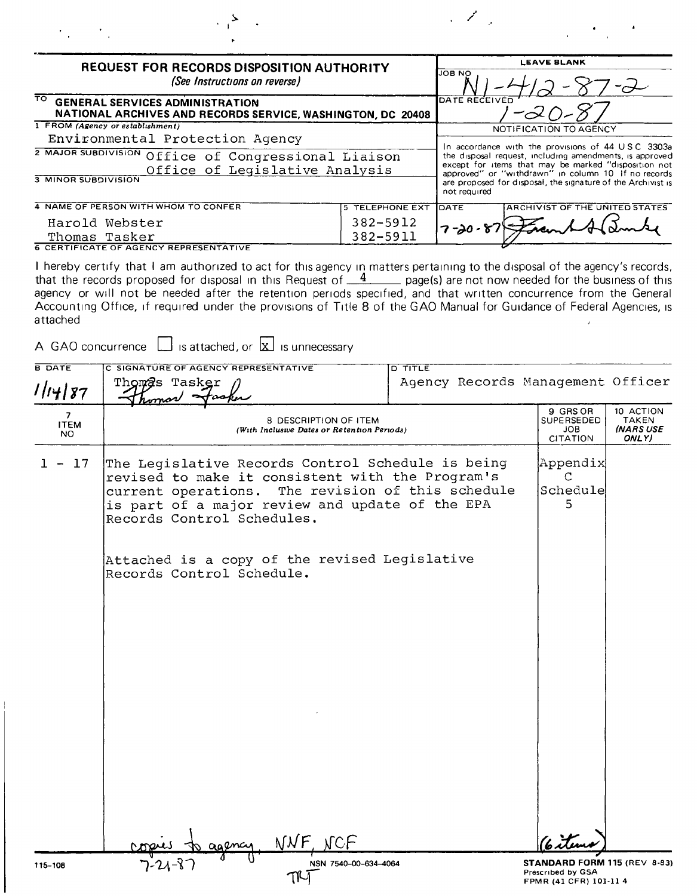# REQUEST FOR RECORDS DISPOSITION AUTHORITY

*(See Instructions on reverse)*

| LEAVE BLANK | |
|---|---|
| JOB NO | N1-412-87-2 |
| DATE RECEIVED | 1-20-87 |

**TO GENERAL SERVICES ADMINISTRATION NATIONAL ARCHIVES AND RECORDS SERVICE, WASHINGTON, DC 20408**

1 FROM *(Agency or establishment)*
Environmental Protection Agency

2 MAJOR SUBDIVISION
Office of Congressional Liaison
Office of Legislative Analysis

3 MINOR SUBDIVISION

| 4 NAME OF PERSON WITH WHOM TO CONFER | 5 TELEPHONE EXT |
|---|---|
| Harold Webster | 382-5912 |
| Thomas Tasker | 382-5911 |

**NOTIFICATION TO AGENCY**

In accordance with the provisions of 44 U S C 3303a the disposal request, including amendments, is approved except for items that may be marked "disposition not approved" or "withdrawn" in column 10 If no records are proposed for disposal, the signature of the Archivist is not required

| DATE | ARCHIVIST OF THE UNITED STATES |
|---|---|
| 7-20-87 | Frank G Burke |

6 CERTIFICATE OF AGENCY REPRESENTATIVE

I hereby certify that I am authorized to act for this agency in matters pertaining to the disposal of the agency's records, that the records proposed for disposal in this Request of 4 page(s) are not now needed for the business of this agency or will not be needed after the retention periods specified, and that written concurrence from the General Accounting Office, if required under the provisions of Title 8 of the GAO Manual for Guidance of Federal Agencies, is attached

A GAO concurrence ☐ is attached, or ☒ is unnecessary

| B DATE | C SIGNATURE OF AGENCY REPRESENTATIVE | D TITLE |
|---|---|---|
| 1/14/87 | Thomas Tasker | Agency Records Management Officer |

| 7 ITEM NO | 8 DESCRIPTION OF ITEM *(With Inclusive Dates or Retention Periods)* | 9 GRS OR SUPERSEDED JOB CITATION | 10 ACTION TAKEN *(NARS USE ONLY)* |
|---|---|---|---|
| 1 - 17 | The Legislative Records Control Schedule is being revised to make it consistent with the Program's current operations. The revision of this schedule is part of a major review and update of the EPA Records Control Schedules.<br><br>Attached is a copy of the revised Legislative Records Control Schedule. | Appendix C Schedule 5 | |

(6 items)

copies to agency, NNF, NCF
7-21-87
TRT

115-108 NSN 7540-00-634-4064

**STANDARD FORM 115 (REV 8-83)**
Prescribed by GSA
FPMR (41 CFR) 101-11 4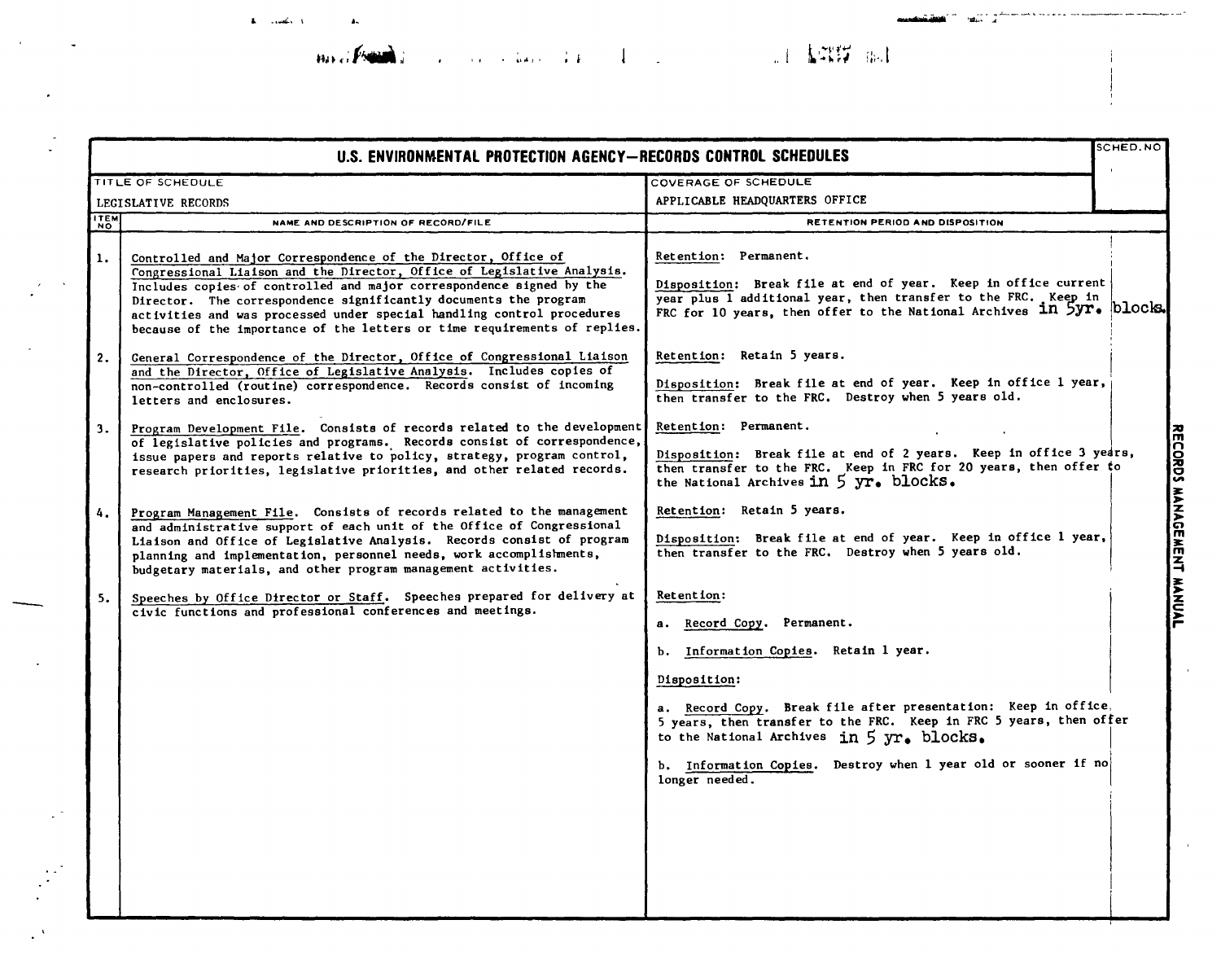**U.S. ENVIRONMENTAL PROTECTION AGENCY—RECORDS CONTROL SCHEDULES**

| TITLE OF SCHEDULE | COVERAGE OF SCHEDULE | SCHED. NO |
|---|---|---|
| LEGISLATIVE RECORDS | APPLICABLE HEADQUARTERS OFFICE | |

| ITEM NO | NAME AND DESCRIPTION OF RECORD/FILE | RETENTION PERIOD AND DISPOSITION |
|---|---|---|
| 1. | Controlled and Major Correspondence of the Director, Office of Congressional Liaison and the Director, Office of Legislative Analysis. Includes copies of controlled and major correspondence signed by the Director. The correspondence significantly documents the program activities and was processed under special handling control procedures because of the importance of the letters or time requirements of replies. | Retention: Permanent.<br><br>Disposition: Break file at end of year. Keep in office current year plus 1 additional year, then transfer to the FRC. Keep in FRC for 10 years, then offer to the National Archives in 5yr. blocks. |
| 2. | General Correspondence of the Director, Office of Congressional Liaison and the Director, Office of Legislative Analysis. Includes copies of non-controlled (routine) correspondence. Records consist of incoming letters and enclosures. | Retention: Retain 5 years.<br><br>Disposition: Break file at end of year. Keep in office 1 year, then transfer to the FRC. Destroy when 5 years old. |
| 3. | Program Development File. Consists of records related to the development of legislative policies and programs. Records consist of correspondence, issue papers and reports relative to policy, strategy, program control, research priorities, legislative priorities, and other related records. | Retention: Permanent.<br><br>Disposition: Break file at end of 2 years. Keep in office 3 years, then transfer to the FRC. Keep in FRC for 20 years, then offer to the National Archives in 5 yr. blocks. |
| 4. | Program Management File. Consists of records related to the management and administrative support of each unit of the Office of Congressional Liaison and Office of Legislative Analysis. Records consist of program planning and implementation, personnel needs, work accomplishments, budgetary materials, and other program management activities. | Retention: Retain 5 years.<br><br>Disposition: Break file at end of year. Keep in office 1 year, then transfer to the FRC. Destroy when 5 years old. |
| 5. | Speeches by Office Director or Staff. Speeches prepared for delivery at civic functions and professional conferences and meetings. | Retention:<br><br>a. Record Copy. Permanent.<br><br>b. Information Copies. Retain 1 year.<br><br>Disposition:<br><br>a. Record Copy. Break file after presentation: Keep in office 5 years, then transfer to the FRC. Keep in FRC 5 years, then offer to the National Archives in 5 yr. blocks.<br><br>b. Information Copies. Destroy when 1 year old or sooner if no longer needed. |

RECORDS MANAGEMENT MANUAL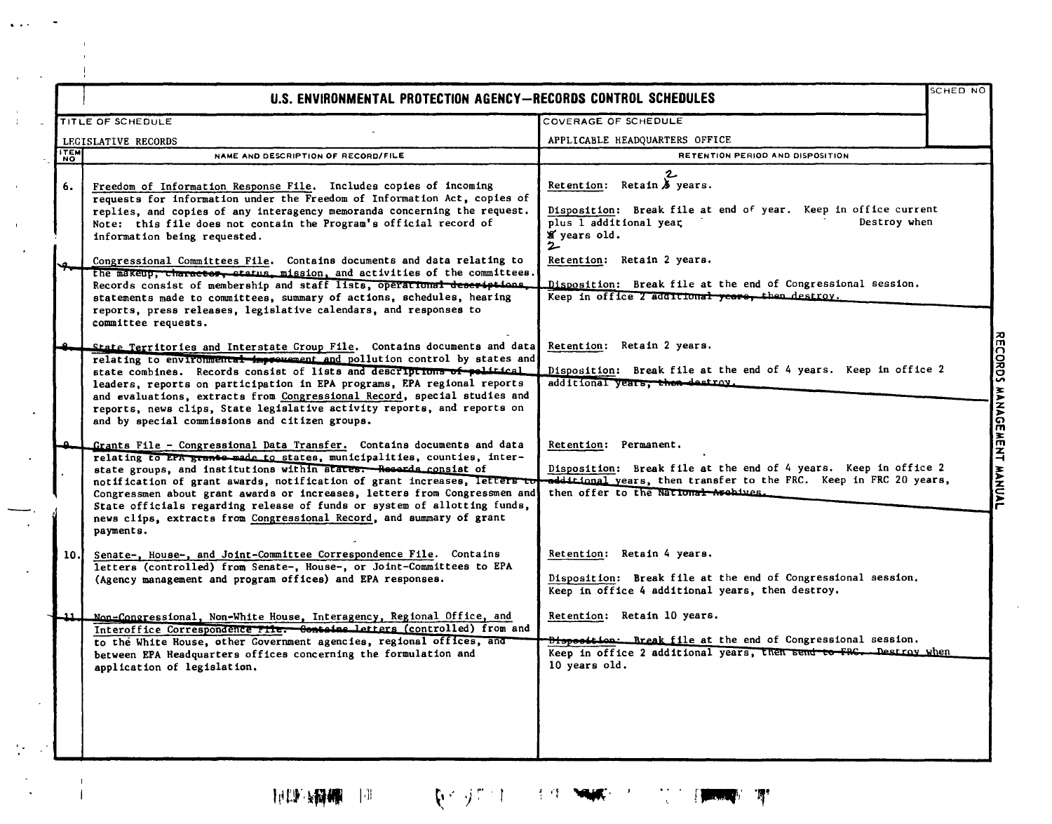# U.S. ENVIRONMENTAL PROTECTION AGENCY—RECORDS CONTROL SCHEDULES

| TITLE OF SCHEDULE | COVERAGE OF SCHEDULE | SCHED NO |
|---|---|---|
| LEGISLATIVE RECORDS | APPLICABLE HEADQUARTERS OFFICE | |

| ITEM NO | NAME AND DESCRIPTION OF RECORD/FILE | RETENTION PERIOD AND DISPOSITION |
|---|---|---|
| 6. | Freedom of Information Response File. Includes copies of incoming requests for information under the Freedom of Information Act, copies of replies, and copies of any interagency memoranda concerning the request. Note: this file does not contain the Program's official record of information being requested. | Retention: Retain ~~5~~ 2 years. <br><br> Disposition: Break file at end of year. Keep in office current plus 1 additional year. Destroy when ~~5~~ 2 years old. |
| 7. | Congressional Committees File. Contains documents and data relating to the makeup, character, status, mission, and activities of the committees. Records consist of membership and staff lists, operational descriptions, statements made to committees, summary of actions, schedules, hearing reports, press releases, legislative calendars, and responses to committee requests. | Retention: Retain 2 years. <br><br> Disposition: Break file at the end of Congressional session. Keep in office 2 additional years, then destroy. |
| 8. | State Territories and Interstate Group File. Contains documents and data relating to environmental improvement and pollution control by states and state combines. Records consist of lists and descriptions of political leaders, reports on participation in EPA programs, EPA regional reports and evaluations, extracts from Congressional Record, special studies and reports, news clips, State legislative activity reports, and reports on and by special commissions and citizen groups. | Retention: Retain 2 years. <br><br> Disposition: Break file at the end of 4 years. Keep in office 2 additional years, then destroy. |
| 9. | Grants File - Congressional Data Transfer. Contains documents and data relating to EPA grants made to states, municipalities, counties, interstate groups, and institutions within states. Records consist of notification of grant awards, notification of grant increases, letters to Congressmen about grant awards or increases, letters from Congressmen and State officials regarding release of funds or system of allotting funds, news clips, extracts from Congressional Record, and summary of grant payments. | Retention: Permanent. <br><br> Disposition: Break file at the end of 4 years. Keep in office 2 additional years, then transfer to the FRC. Keep in FRC 20 years, then offer to the National Archives. |
| 10. | Senate-, House-, and Joint-Committee Correspondence File. Contains letters (controlled) from Senate-, House-, or Joint-Committees to EPA (Agency management and program offices) and EPA responses. | Retention: Retain 4 years. <br><br> Disposition: Break file at the end of Congressional session. Keep in office 4 additional years, then destroy. |
| 11. | Non-Congressional, Non-White House, Interagency, Regional Office, and Interoffice Correspondence File. Contains letters (controlled) from and to the White House, other Government agencies, regional offices, and between EPA Headquarters offices concerning the formulation and application of legislation. | Retention: Retain 10 years. <br><br> Disposition: Break file at the end of Congressional session. Keep in office 2 additional years, then send to FRC. Destroy when 10 years old. |

RECORDS MANAGEMENT MANUAL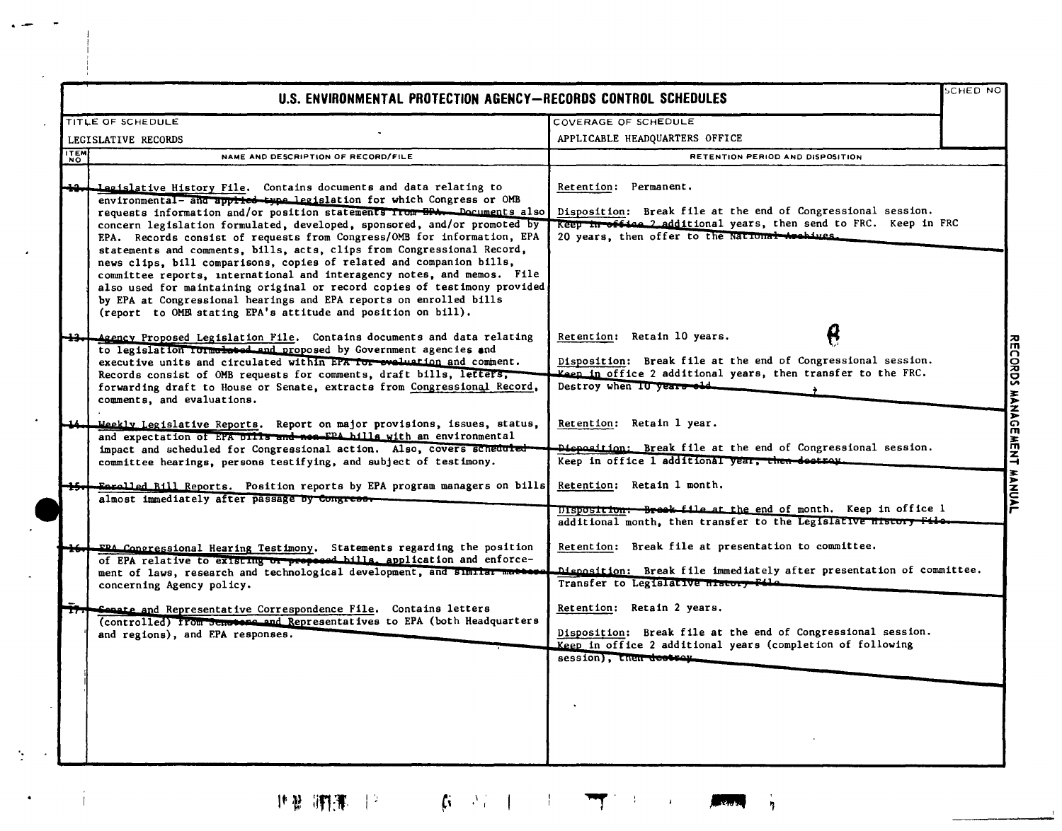# U.S. ENVIRONMENTAL PROTECTION AGENCY—RECORDS CONTROL SCHEDULES

| TITLE OF SCHEDULE | COVERAGE OF SCHEDULE | SCHED NO |
|---|---|---|
| LEGISLATIVE RECORDS | APPLICABLE HEADQUARTERS OFFICE | |

| ITEM NO | NAME AND DESCRIPTION OF RECORD/FILE | RETENTION PERIOD AND DISPOSITION |
|---|---|---|
| 12. | Legislative History File. Contains documents and data relating to environmental- and applied-type legislation for which Congress or OMB requests information and/or position statements from EPA. Documents also concern legislation formulated, developed, sponsored, and/or promoted by EPA. Records consist of requests from Congress/OMB for information, EPA statements and comments, bills, acts, clips from Congressional Record, news clips, bill comparisons, copies of related and companion bills, committee reports, international and interagency notes, and memos. File also used for maintaining original or record copies of testimony provided by EPA at Congressional hearings and EPA reports on enrolled bills (report to OMB stating EPA's attitude and position on bill). | Retention: Permanent.<br><br>Disposition: Break file at the end of Congressional session. Keep in office 2 additional years, then send to FRC. Keep in FRC 20 years, then offer to the National Archives. |
| 13. | Agency Proposed Legislation File. Contains documents and data relating to legislation formulated and proposed by Government agencies and executive units and circulated within EPA for evaluation and comment. Records consist of OMB requests for comments, draft bills, letters, forwarding draft to House or Senate, extracts from Congressional Record, comments, and evaluations. | Retention: Retain 10 years.<br><br>Disposition: Break file at the end of Congressional session. Keep in office 2 additional years, then transfer to the FRC. Destroy when 10 years old. |
| 14. | Weekly Legislative Reports. Report on major provisions, issues, status, and expectation of EPA bills and non-EPA bills with an environmental impact and scheduled for Congressional action. Also, covers scheduled committee hearings, persons testifying, and subject of testimony. | Retention: Retain 1 year.<br><br>Disposition: Break file at the end of Congressional session. Keep in office 1 additional year, then destroy. |
| 15. | Enrolled Bill Reports. Position reports by EPA program managers on bills almost immediately after passage by Congress. | Retention: Retain 1 month.<br><br>Disposition: Break file at the end of month. Keep in office 1 additional month, then transfer to the Legislative History File. |
| 16. | EPA Congressional Hearing Testimony. Statements regarding the position of EPA relative to existing or proposed bills, application and enforcement of laws, research and technological development, and similar matters concerning Agency policy. | Retention: Break file at presentation to committee.<br><br>Disposition: Break file immediately after presentation of committee. Transfer to Legislative History File. |
| 17. | Senate and Representative Correspondence File. Contains letters (controlled) from Senators and Representatives to EPA (both Headquarters and regions), and EPA responses. | Retention: Retain 2 years.<br><br>Disposition: Break file at the end of Congressional session. Keep in office 2 additional years (completion of following session), then destroy. |

RECORDS MANAGEMENT MANUAL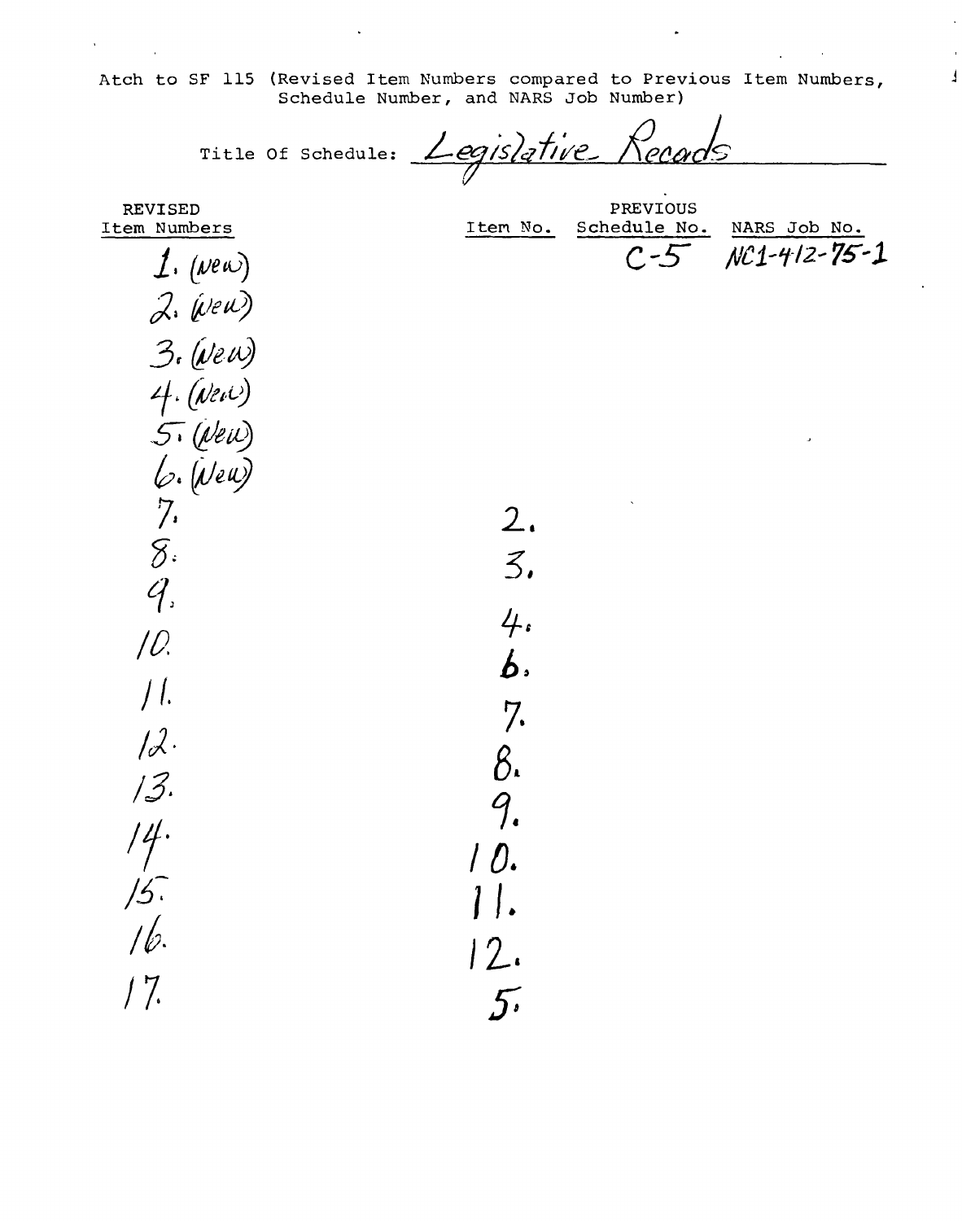Atch to SF 115 (Revised Item Numbers compared to Previous Item Numbers, Schedule Number, and NARS Job Number)

Title Of Schedule: Legislative Records

| REVISED Item Numbers | Item No. | PREVIOUS Schedule No. | NARS Job No. |
|---|---|---|---|
| 1. (New) | | C-5 | NC1-412-75-1 |
| 2. (New) | | | |
| 3. (New) | | | |
| 4. (New) | | | |
| 5. (New) | | | |
| 6. (New) | | | |
| 7. | 2. | | |
| 8. | 3. | | |
| 9. | 4. | | |
| 10. | 6. | | |
| 11. | 7. | | |
| 12. | 8. | | |
| 13. | 9. | | |
| 14. | 10. | | |
| 15. | 11. | | |
| 16. | 12. | | |
| 17. | 5. | | |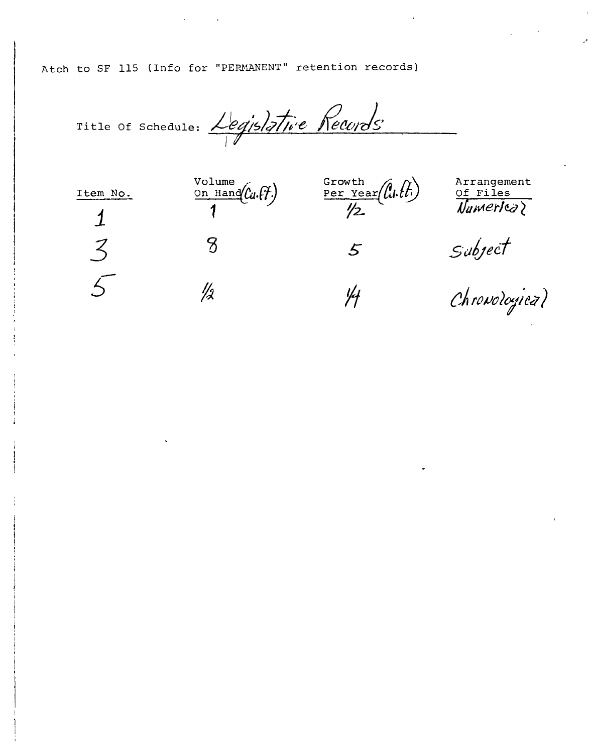Atch to SF 115 (Info for "PERMANENT" retention records)

Title Of Schedule: Legislative Records

| Item No. | Volume On Hand (Cu.Ft.) | Growth Per Year (Cu.Ft.) | Arrangement Of Files |
|---|---|---|---|
| 1 | 1 | 1/2 | Numerical |
| 3 | 8 | 5 | Subject |
| 5 | 1/2 | 1/4 | Chronological |